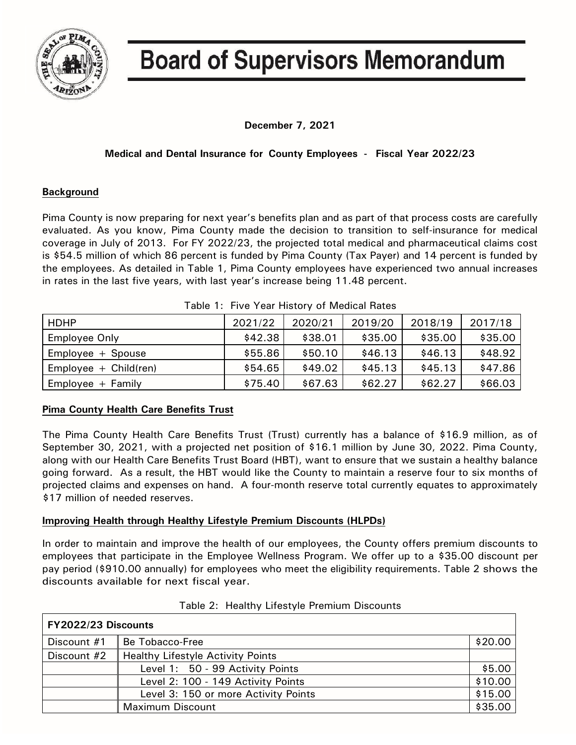# Board of Supervisors Memorandum

**December 7, 2021**

**Medical and Dental Insurance for County Employees - Fiscal Year 2022/23**

## Background

Pima County is now preparing for next year's benefits plan and as part of that process costs are carefully evaluated. As you know, Pima County made the decision to transition to self-insurance for medical coverage in July of 2013. For FY 2022/23, the projected total medical and pharmaceutical claims cost is $54.5 million of which 86 percent is funded by Pima County (Tax Payer) and 14 percent is funded by the employees. As detailed in Table 1, Pima County employees have experienced two annual increases in rates in the last five years, with last year's increase being 11.48 percent.

Table 1: Five Year History of Medical Rates

| HDHP | 2021/22 | 2020/21 | 2019/20 | 2018/19 | 2017/18 |
|---|---|---|---|---|---|
| Employee Only | $42.38 | $38.01 | $35.00 | $35.00 | $35.00 |
| Employee + Spouse | $55.86 | $50.10 | $46.13 | $46.13 | $48.92 |
| Employee + Child(ren) | $54.65 | $49.02 | $45.13 | $45.13 | $47.86 |
| Employee + Family | $75.40 | $67.63 | $62.27 | $62.27 | $66.03 |

## Pima County Health Care Benefits Trust

The Pima County Health Care Benefits Trust (Trust) currently has a balance of $16.9 million, as of September 30, 2021, with a projected net position of $16.1 million by June 30, 2022. Pima County, along with our Health Care Benefits Trust Board (HBT), want to ensure that we sustain a healthy balance going forward. As a result, the HBT would like the County to maintain a reserve four to six months of projected claims and expenses on hand. A four-month reserve total currently equates to approximately $17 million of needed reserves.

## Improving Health through Healthy Lifestyle Premium Discounts (HLPDs)

In order to maintain and improve the health of our employees, the County offers premium discounts to employees that participate in the Employee Wellness Program. We offer up to a $35.00 discount per pay period ($910.00 annually) for employees who meet the eligibility requirements. Table 2 shows the discounts available for next fiscal year.

Table 2: Healthy Lifestyle Premium Discounts

| FY2022/23 Discounts | | |
|---|---|---|
| Discount #1 | Be Tobacco-Free | $20.00 |
| Discount #2 | Healthy Lifestyle Activity Points | |
| | Level 1: 50 - 99 Activity Points | $5.00 |
| | Level 2: 100 - 149 Activity Points | $10.00 |
| | Level 3: 150 or more Activity Points | $15.00 |
| | Maximum Discount | $35.00 |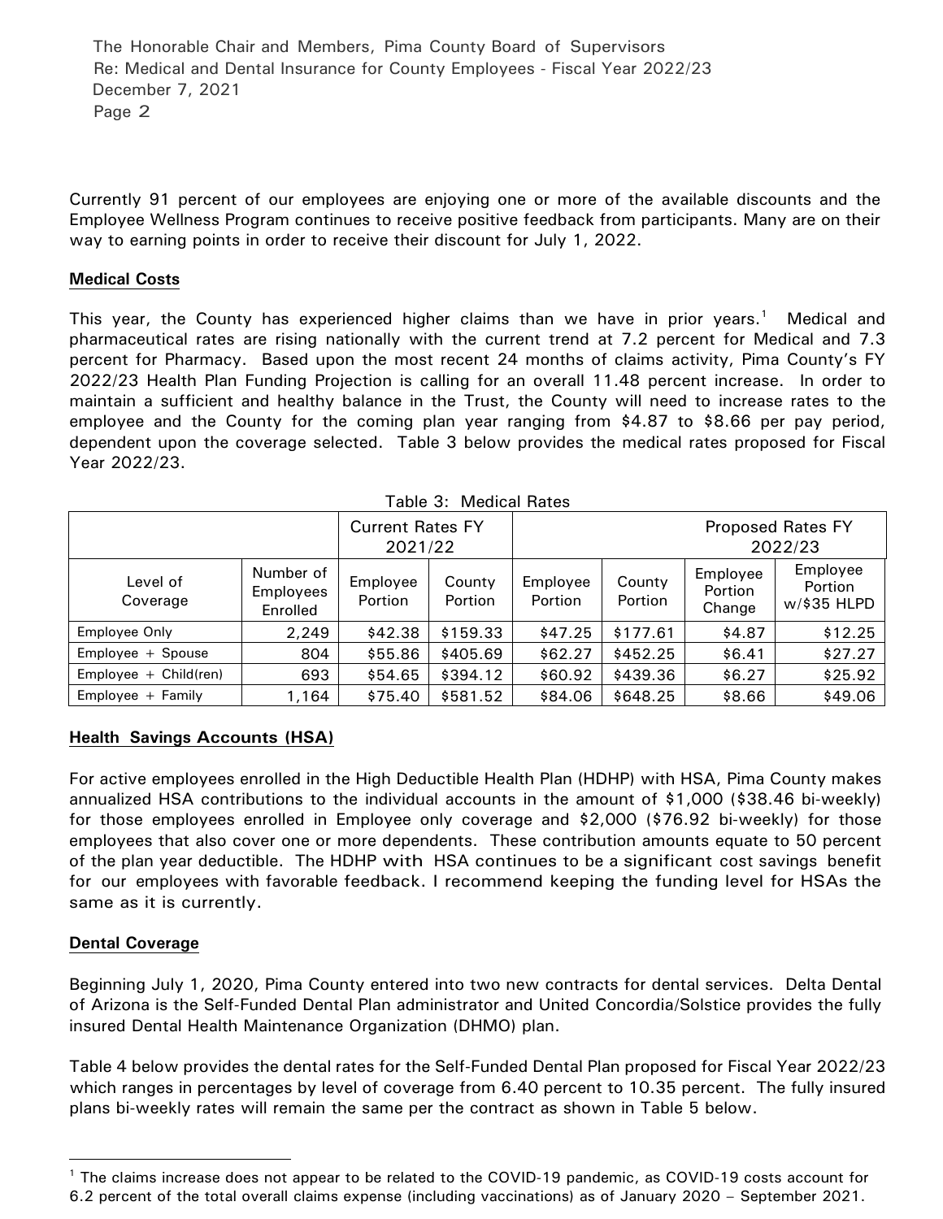Currently 91 percent of our employees are enjoying one or more of the available discounts and the Employee Wellness Program continues to receive positive feedback from participants. Many are on their way to earning points in order to receive their discount for July 1, 2022.

**Medical Costs**

This year, the County has experienced higher claims than we have in prior years.[1] Medical and pharmaceutical rates are rising nationally with the current trend at 7.2 percent for Medical and 7.3 percent for Pharmacy. Based upon the most recent 24 months of claims activity, Pima County's FY 2022/23 Health Plan Funding Projection is calling for an overall 11.48 percent increase. In order to maintain a sufficient and healthy balance in the Trust, the County will need to increase rates to the employee and the County for the coming plan year ranging from $4.87 to $8.66 per pay period, dependent upon the coverage selected. Table 3 below provides the medical rates proposed for Fiscal Year 2022/23.

Table 3: Medical Rates

| | | Current Rates FY 2021/22 | | Proposed Rates FY 2022/23 | | | |
|---|---|---|---|---|---|---|---|
| Level of Coverage | Number of Employees Enrolled | Employee Portion | County Portion | Employee Portion | County Portion | Employee Portion Change | Employee Portion w/$35 HLPD |
| Employee Only | 2,249 | $42.38 | $159.33 | $47.25 | $177.61 | $4.87 | $12.25 |
| Employee + Spouse | 804 | $55.86 | $405.69 | $62.27 | $452.25 | $6.41 | $27.27 |
| Employee + Child(ren) | 693 | $54.65 | $394.12 | $60.92 | $439.36 | $6.27 | $25.92 |
| Employee + Family | 1,164 | $75.40 | $581.52 | $84.06 | $648.25 | $8.66 | $49.06 |

**Health Savings Accounts (HSA)**

For active employees enrolled in the High Deductible Health Plan (HDHP) with HSA, Pima County makes annualized HSA contributions to the individual accounts in the amount of $1,000 ($38.46 bi-weekly) for those employees enrolled in Employee only coverage and $2,000 ($76.92 bi-weekly) for those employees that also cover one or more dependents. These contribution amounts equate to 50 percent of the plan year deductible. The HDHP with HSA continues to be a significant cost savings benefit for our employees with favorable feedback. I recommend keeping the funding level for HSAs the same as it is currently.

**Dental Coverage**

Beginning July 1, 2020, Pima County entered into two new contracts for dental services. Delta Dental of Arizona is the Self-Funded Dental Plan administrator and United Concordia/Solstice provides the fully insured Dental Health Maintenance Organization (DHMO) plan.

Table 4 below provides the dental rates for the Self-Funded Dental Plan proposed for Fiscal Year 2022/23 which ranges in percentages by level of coverage from 6.40 percent to 10.35 percent. The fully insured plans bi-weekly rates will remain the same per the contract as shown in Table 5 below.

[1] The claims increase does not appear to be related to the COVID-19 pandemic, as COVID-19 costs account for 6.2 percent of the total overall claims expense (including vaccinations) as of January 2020 – September 2021.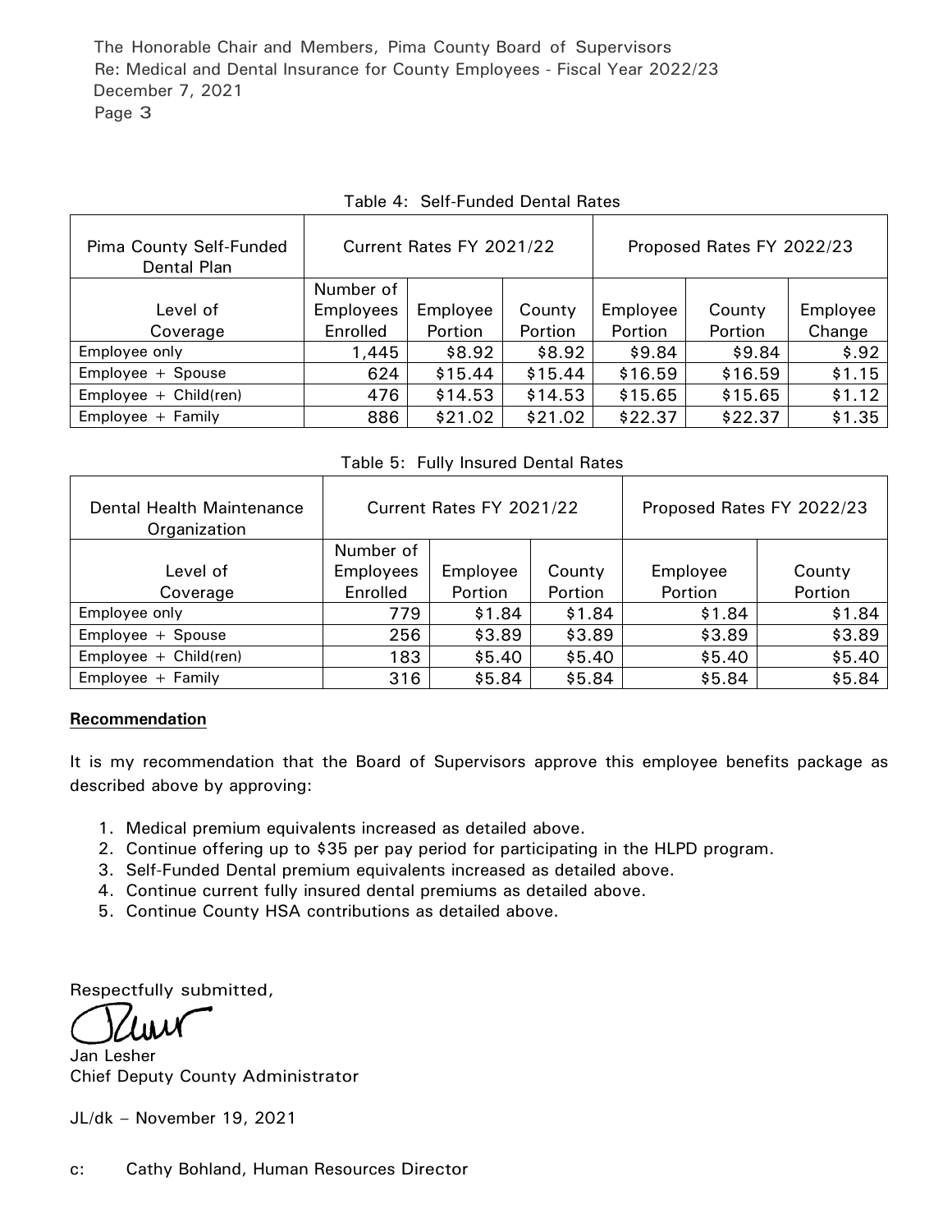Table 4: Self-Funded Dental Rates

| Pima County Self-Funded Dental Plan | Current Rates FY 2021/22 | | | Proposed Rates FY 2022/23 | | |
|---|---|---|---|---|---|---|
| Level of Coverage | Number of Employees Enrolled | Employee Portion | County Portion | Employee Portion | County Portion | Employee Change |
| Employee only | 1,445 | $8.92 | $8.92 | $9.84 | $9.84 | $.92 |
| Employee + Spouse | 624 | $15.44 | $15.44 | $16.59 | $16.59 | $1.15 |
| Employee + Child(ren) | 476 | $14.53 | $14.53 | $15.65 | $15.65 | $1.12 |
| Employee + Family | 886 | $21.02 | $21.02 | $22.37 | $22.37 | $1.35 |

Table 5: Fully Insured Dental Rates

| Dental Health Maintenance Organization | Current Rates FY 2021/22 | | | Proposed Rates FY 2022/23 | |
|---|---|---|---|---|---|
| Level of Coverage | Number of Employees Enrolled | Employee Portion | County Portion | Employee Portion | County Portion |
| Employee only | 779 | $1.84 | $1.84 | $1.84 | $1.84 |
| Employee + Spouse | 256 | $3.89 | $3.89 | $3.89 | $3.89 |
| Employee + Child(ren) | 183 | $5.40 | $5.40 | $5.40 | $5.40 |
| Employee + Family | 316 | $5.84 | $5.84 | $5.84 | $5.84 |

**Recommendation**

It is my recommendation that the Board of Supervisors approve this employee benefits package as described above by approving:

1. Medical premium equivalents increased as detailed above.
2. Continue offering up to $35 per pay period for participating in the HLPD program.
3. Self-Funded Dental premium equivalents increased as detailed above.
4. Continue current fully insured dental premiums as detailed above.
5. Continue County HSA contributions as detailed above.

Respectfully submitted,

Jan Lesher
Chief Deputy County Administrator

JL/dk – November 19, 2021

c: Cathy Bohland, Human Resources Director